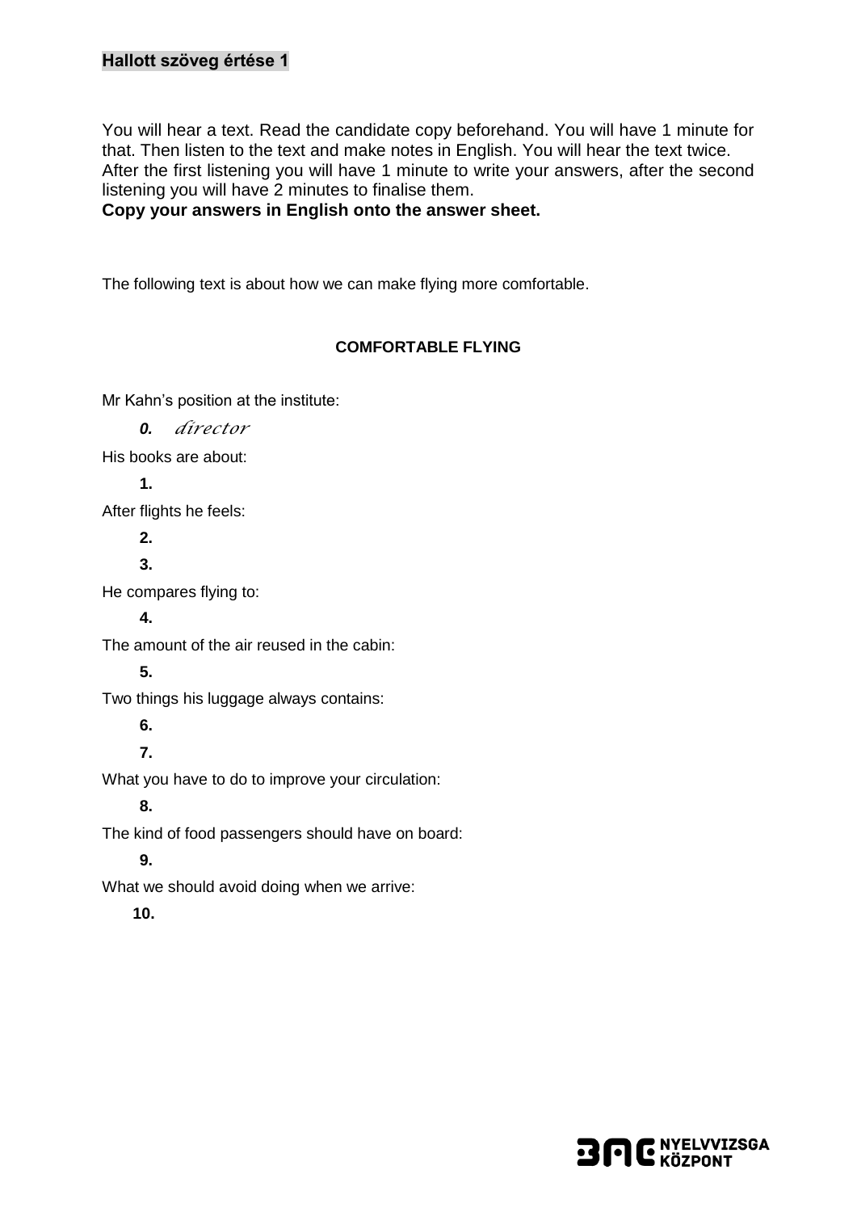**Hallott szöveg értése 1**

You will hear a text. Read the candidate copy beforehand. You will have 1 minute for that. Then listen to the text and make notes in English. You will hear the text twice. After the first listening you will have 1 minute to write your answers, after the second listening you will have 2 minutes to finalise them.
**Copy your answers in English onto the answer sheet.**

The following text is about how we can make flying more comfortable.

**COMFORTABLE FLYING**

Mr Kahn's position at the institute:

***0.*** *director*

His books are about:

**1.**

After flights he feels:

**2.**

**3.**

He compares flying to:

**4.**

The amount of the air reused in the cabin:

**5.**

Two things his luggage always contains:

**6.**

**7.**

What you have to do to improve your circulation:

**8.**

The kind of food passengers should have on board:

**9.**

What we should avoid doing when we arrive:

**10.**

BME NYELVVIZSGA KÖZPONT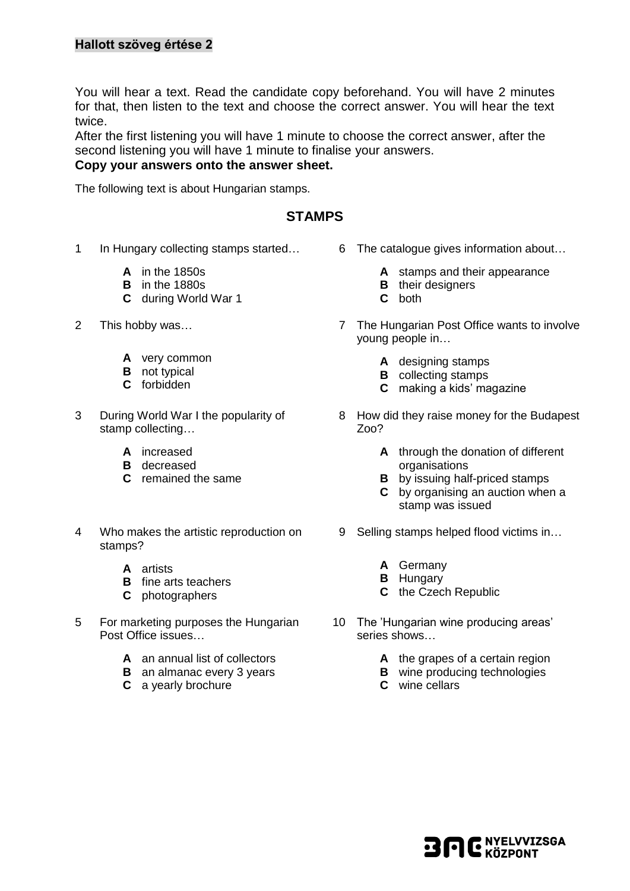**Hallott szöveg értése 2**

You will hear a text. Read the candidate copy beforehand. You will have 2 minutes for that, then listen to the text and choose the correct answer. You will hear the text twice.

After the first listening you will have 1 minute to choose the correct answer, after the second listening you will have 1 minute to finalise your answers.

**Copy your answers onto the answer sheet.**

The following text is about Hungarian stamps.

## STAMPS

1 In Hungary collecting stamps started…

- **A** in the 1850s
- **B** in the 1880s
- **C** during World War 1

2 This hobby was…

- **A** very common
- **B** not typical
- **C** forbidden

3 During World War I the popularity of stamp collecting…

- **A** increased
- **B** decreased
- **C** remained the same

4 Who makes the artistic reproduction on stamps?

- **A** artists
- **B** fine arts teachers
- **C** photographers

5 For marketing purposes the Hungarian Post Office issues…

- **A** an annual list of collectors
- **B** an almanac every 3 years
- **C** a yearly brochure

6 The catalogue gives information about…

- **A** stamps and their appearance
- **B** their designers
- **C** both

7 The Hungarian Post Office wants to involve young people in…

- **A** designing stamps
- **B** collecting stamps
- **C** making a kids' magazine

8 How did they raise money for the Budapest Zoo?

- **A** through the donation of different organisations
- **B** by issuing half-priced stamps
- **C** by organising an auction when a stamp was issued

9 Selling stamps helped flood victims in…

- **A** Germany
- **B** Hungary
- **C** the Czech Republic

10 The 'Hungarian wine producing areas' series shows…

- **A** the grapes of a certain region
- **B** wine producing technologies
- **C** wine cellars